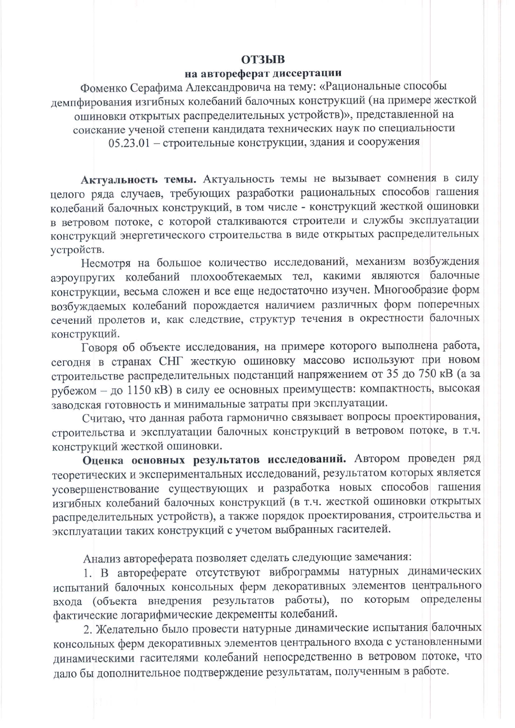# ОТЗЫВ

## на автореферат диссертации

Фоменко Серафима Александровича на тему: «Рациональные способы демпфирования изгибных колебаний балочных конструкций (на примере жесткой ошиновки открытых распределительных устройств)», представленной на соискание ученой степени кандидата технических наук по специальности 05.23.01 – строительные конструкции, здания и сооружения

**Актуальность темы.** Актуальность темы не вызывает сомнения в силу целого ряда случаев, требующих разработки рациональных способов гашения колебаний балочных конструкций, в том числе - конструкций жесткой ошиновки в ветровом потоке, с которой сталкиваются строители и службы эксплуатации конструкций энергетического строительства в виде открытых распределительных устройств.

Несмотря на большое количество исследований, механизм возбуждения аэроупругих колебаний плохообтекаемых тел, какими являются балочные конструкции, весьма сложен и все еще недостаточно изучен. Многообразие форм возбуждаемых колебаний порождается наличием различных форм поперечных сечений пролетов и, как следствие, структур течения в окрестности балочных конструкций.

Говоря об объекте исследования, на примере которого выполнена работа, сегодня в странах СНГ жесткую ошиновку массово используют при новом строительстве распределительных подстанций напряжением от 35 до 750 кВ (а за рубежом – до 1150 кВ) в силу ее основных преимуществ: компактность, высокая заводская готовность и минимальные затраты при эксплуатации.

Считаю, что данная работа гармонично связывает вопросы проектирования, строительства и эксплуатации балочных конструкций в ветровом потоке, в т.ч. конструкций жесткой ошиновки.

**Оценка основных результатов исследований.** Автором проведен ряд теоретических и экспериментальных исследований, результатом которых является усовершенствование существующих и разработка новых способов гашения изгибных колебаний балочных конструкций (в т.ч. жесткой ошиновки открытых распределительных устройств), а также порядок проектирования, строительства и эксплуатации таких конструкций с учетом выбранных гасителей.

Анализ автореферата позволяет сделать следующие замечания:

1. В автореферате отсутствуют виброграммы натурных динамических испытаний балочных консольных ферм декоративных элементов центрального входа (объекта внедрения результатов работы), по которым определены фактические логарифмические декременты колебаний.
2. Желательно было провести натурные динамические испытания балочных консольных ферм декоративных элементов центрального входа с установленными динамическими гасителями колебаний непосредственно в ветровом потоке, что дало бы дополнительное подтверждение результатам, полученным в работе.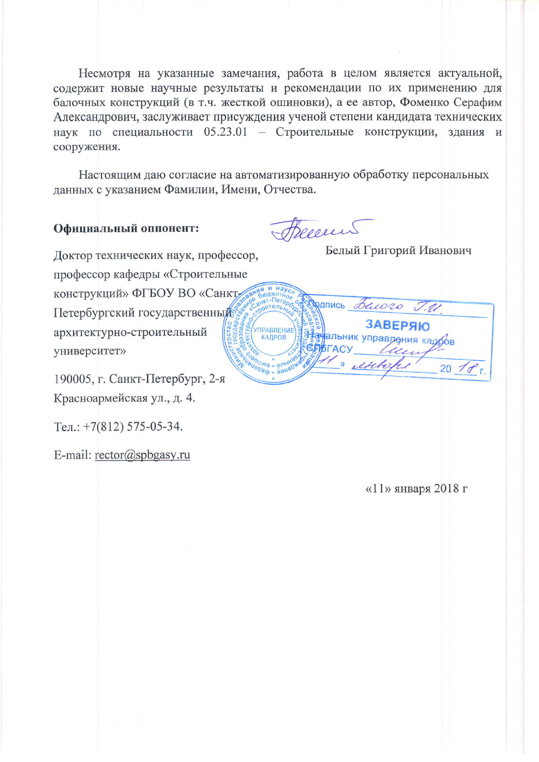Несмотря на указанные замечания, работа в целом является актуальной, содержит новые научные результаты и рекомендации по их применению для балочных конструкций (в т.ч. жесткой ошиновки), а ее автор, Фоменко Серафим Александрович, заслуживает присуждения ученой степени кандидата технических наук по специальности 05.23.01 – Строительные конструкции, здания и сооружения.

Настоящим даю согласие на автоматизированную обработку персональных данных с указанием Фамилии, Имени, Отчества.

**Официальный оппонент:**

Доктор технических наук, профессор, профессор кафедры «Строительные конструкций» ФГБОУ ВО «Санкт-Петербургский государственный архитектурно-строительный университет»

Белый Григорий Иванович

Подпись Белого Г.И.

ЗАВЕРЯЮ

Начальник управления кадров СПбГАСУ

«11» января 2018 г.

190005, г. Санкт-Петербург, 2-я Красноармейская ул., д. 4.

Тел.: +7(812) 575-05-34.

E-mail: rector@spbgasy.ru

«11» января 2018 г